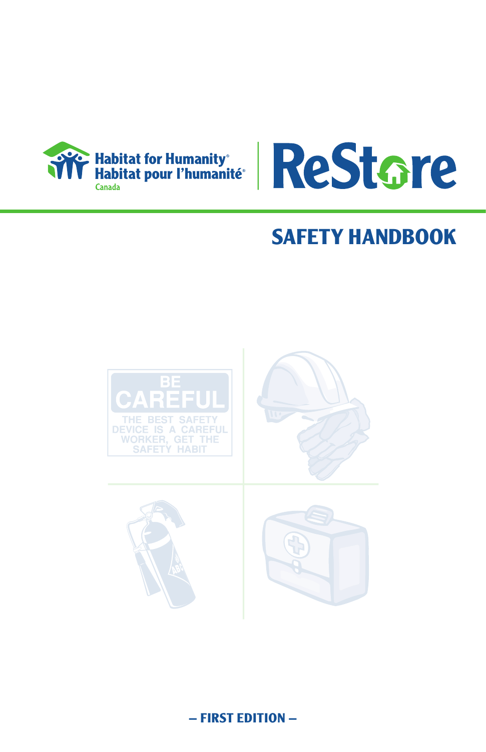Habitat for Humanity®
Habitat pour l'humanité®
Canada

ReStore

# SAFETY HANDBOOK

BE CAREFUL

THE BEST SAFETY DEVICE IS A CAREFUL WORKER, GET THE SAFETY HABIT

– FIRST EDITION –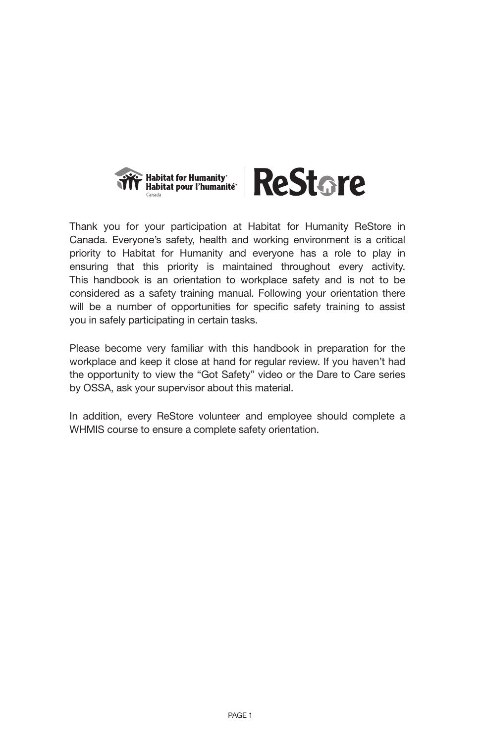Habitat for Humanity® Habitat pour l'humanité® Canada | ReStore

Thank you for your participation at Habitat for Humanity ReStore in Canada. Everyone's safety, health and working environment is a critical priority to Habitat for Humanity and everyone has a role to play in ensuring that this priority is maintained throughout every activity. This handbook is an orientation to workplace safety and is not to be considered as a safety training manual. Following your orientation there will be a number of opportunities for specific safety training to assist you in safely participating in certain tasks.

Please become very familiar with this handbook in preparation for the workplace and keep it close at hand for regular review. If you haven't had the opportunity to view the "Got Safety" video or the Dare to Care series by OSSA, ask your supervisor about this material.

In addition, every ReStore volunteer and employee should complete a WHMIS course to ensure a complete safety orientation.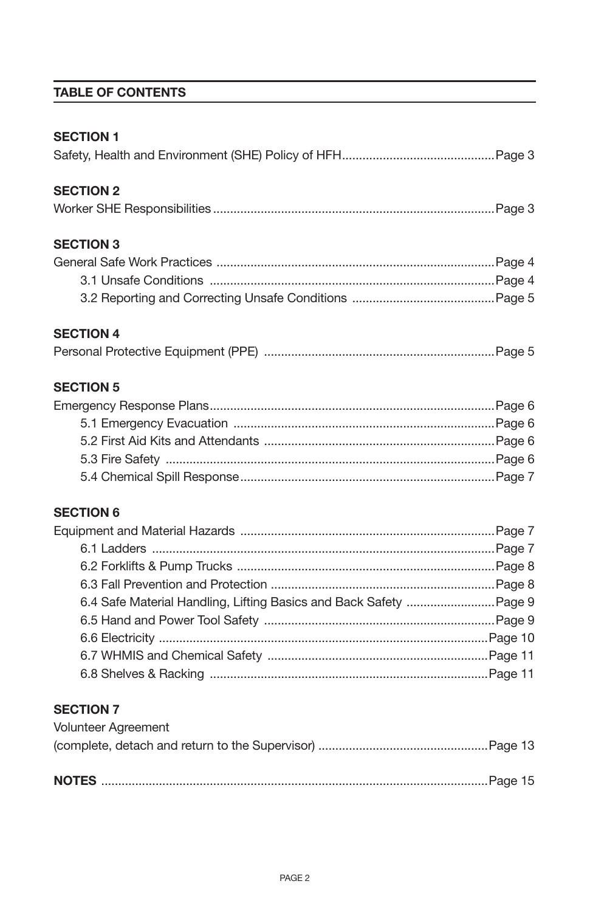## TABLE OF CONTENTS

**SECTION 1**

Safety, Health and Environment (SHE) Policy of HFH............................................Page 3

**SECTION 2**

Worker SHE Responsibilities..................................................................................Page 3

**SECTION 3**

General Safe Work Practices .................................................................................Page 4

- 3.1 Unsafe Conditions ..................................................................................Page 4
- 3.2 Reporting and Correcting Unsafe Conditions ..........................................Page 5

**SECTION 4**

Personal Protective Equipment (PPE) ...................................................................Page 5

**SECTION 5**

Emergency Response Plans...................................................................................Page 6

- 5.1 Emergency Evacuation ............................................................................Page 6
- 5.2 First Aid Kits and Attendants ...................................................................Page 6
- 5.3 Fire Safety ...............................................................................................Page 6
- 5.4 Chemical Spill Response..........................................................................Page 7

**SECTION 6**

Equipment and Material Hazards ..........................................................................Page 7

- 6.1 Ladders ...................................................................................................Page 7
- 6.2 Forklifts & Pump Trucks ...........................................................................Page 8
- 6.3 Fall Prevention and Protection .................................................................Page 8
- 6.4 Safe Material Handling, Lifting Basics and Back Safety ..........................Page 9
- 6.5 Hand and Power Tool Safety ...................................................................Page 9
- 6.6 Electricity ...............................................................................................Page 10
- 6.7 WHMIS and Chemical Safety ................................................................Page 11
- 6.8 Shelves & Racking .................................................................................Page 11

**SECTION 7**

Volunteer Agreement
(complete, detach and return to the Supervisor) .................................................Page 13

**NOTES** .................................................................................................................Page 15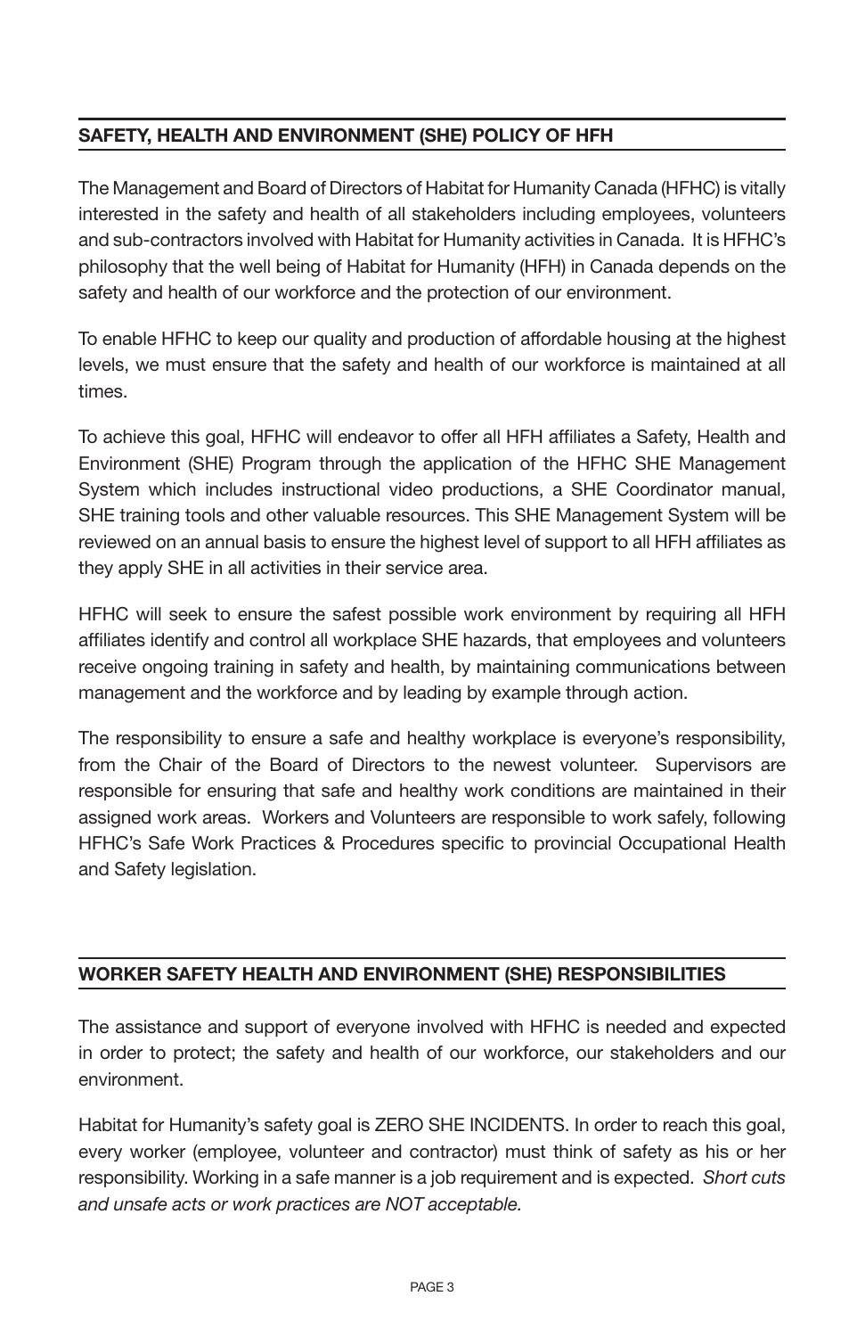## SAFETY, HEALTH AND ENVIRONMENT (SHE) POLICY OF HFH

The Management and Board of Directors of Habitat for Humanity Canada (HFHC) is vitally interested in the safety and health of all stakeholders including employees, volunteers and sub-contractors involved with Habitat for Humanity activities in Canada. It is HFHC's philosophy that the well being of Habitat for Humanity (HFH) in Canada depends on the safety and health of our workforce and the protection of our environment.

To enable HFHC to keep our quality and production of affordable housing at the highest levels, we must ensure that the safety and health of our workforce is maintained at all times.

To achieve this goal, HFHC will endeavor to offer all HFH affiliates a Safety, Health and Environment (SHE) Program through the application of the HFHC SHE Management System which includes instructional video productions, a SHE Coordinator manual, SHE training tools and other valuable resources. This SHE Management System will be reviewed on an annual basis to ensure the highest level of support to all HFH affiliates as they apply SHE in all activities in their service area.

HFHC will seek to ensure the safest possible work environment by requiring all HFH affiliates identify and control all workplace SHE hazards, that employees and volunteers receive ongoing training in safety and health, by maintaining communications between management and the workforce and by leading by example through action.

The responsibility to ensure a safe and healthy workplace is everyone's responsibility, from the Chair of the Board of Directors to the newest volunteer. Supervisors are responsible for ensuring that safe and healthy work conditions are maintained in their assigned work areas. Workers and Volunteers are responsible to work safely, following HFHC's Safe Work Practices & Procedures specific to provincial Occupational Health and Safety legislation.

## WORKER SAFETY HEALTH AND ENVIRONMENT (SHE) RESPONSIBILITIES

The assistance and support of everyone involved with HFHC is needed and expected in order to protect; the safety and health of our workforce, our stakeholders and our environment.

Habitat for Humanity's safety goal is ZERO SHE INCIDENTS. In order to reach this goal, every worker (employee, volunteer and contractor) must think of safety as his or her responsibility. Working in a safe manner is a job requirement and is expected. *Short cuts and unsafe acts or work practices are NOT acceptable.*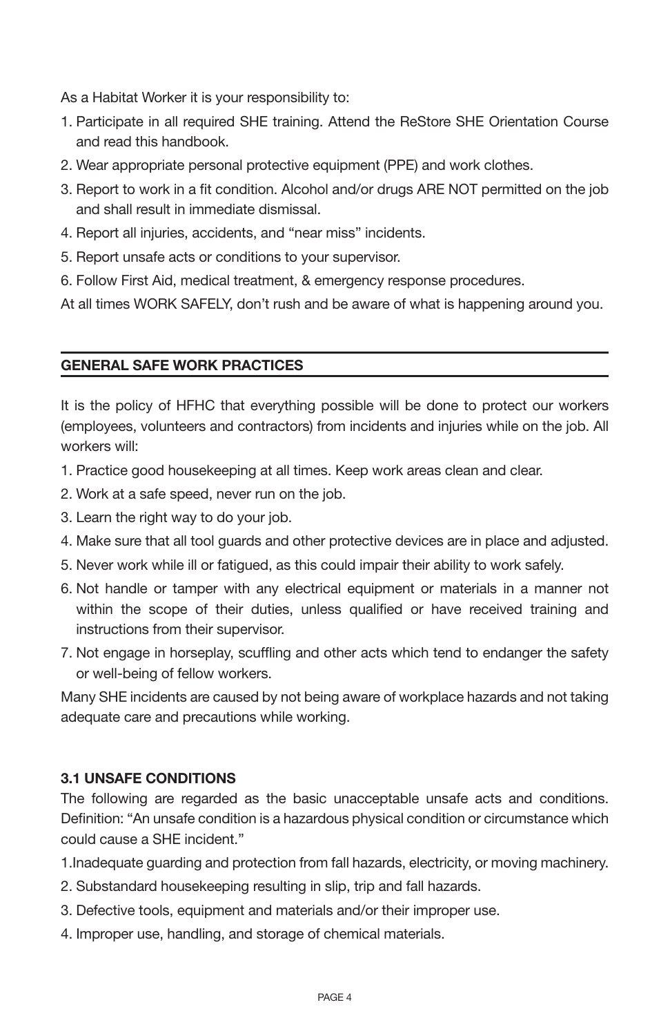As a Habitat Worker it is your responsibility to:

1. Participate in all required SHE training. Attend the ReStore SHE Orientation Course and read this handbook.
2. Wear appropriate personal protective equipment (PPE) and work clothes.
3. Report to work in a fit condition. Alcohol and/or drugs ARE NOT permitted on the job and shall result in immediate dismissal.
4. Report all injuries, accidents, and "near miss" incidents.
5. Report unsafe acts or conditions to your supervisor.
6. Follow First Aid, medical treatment, & emergency response procedures.

At all times WORK SAFELY, don't rush and be aware of what is happening around you.

## GENERAL SAFE WORK PRACTICES

It is the policy of HFHC that everything possible will be done to protect our workers (employees, volunteers and contractors) from incidents and injuries while on the job. All workers will:

1. Practice good housekeeping at all times. Keep work areas clean and clear.
2. Work at a safe speed, never run on the job.
3. Learn the right way to do your job.
4. Make sure that all tool guards and other protective devices are in place and adjusted.
5. Never work while ill or fatigued, as this could impair their ability to work safely.
6. Not handle or tamper with any electrical equipment or materials in a manner not within the scope of their duties, unless qualified or have received training and instructions from their supervisor.
7. Not engage in horseplay, scuffling and other acts which tend to endanger the safety or well-being of fellow workers.

Many SHE incidents are caused by not being aware of workplace hazards and not taking adequate care and precautions while working.

### 3.1 UNSAFE CONDITIONS

The following are regarded as the basic unacceptable unsafe acts and conditions. Definition: "An unsafe condition is a hazardous physical condition or circumstance which could cause a SHE incident."

1. Inadequate guarding and protection from fall hazards, electricity, or moving machinery.
2. Substandard housekeeping resulting in slip, trip and fall hazards.
3. Defective tools, equipment and materials and/or their improper use.
4. Improper use, handling, and storage of chemical materials.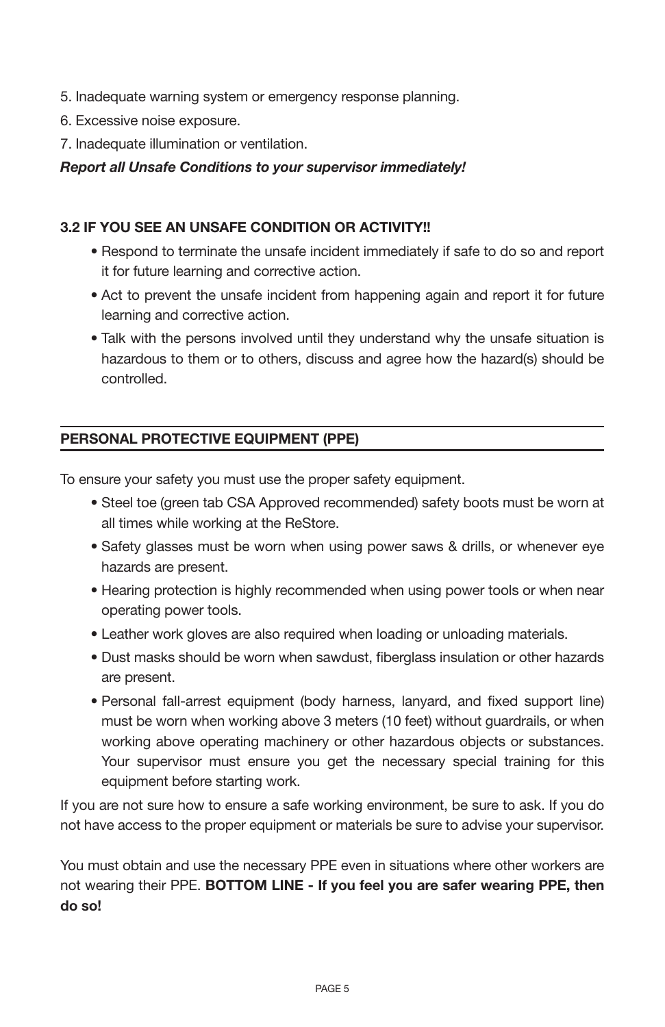5. Inadequate warning system or emergency response planning.
6. Excessive noise exposure.
7. Inadequate illumination or ventilation.

***Report all Unsafe Conditions to your supervisor immediately!***

### 3.2 IF YOU SEE AN UNSAFE CONDITION OR ACTIVITY!!

- Respond to terminate the unsafe incident immediately if safe to do so and report it for future learning and corrective action.
- Act to prevent the unsafe incident from happening again and report it for future learning and corrective action.
- Talk with the persons involved until they understand why the unsafe situation is hazardous to them or to others, discuss and agree how the hazard(s) should be controlled.

---

## PERSONAL PROTECTIVE EQUIPMENT (PPE)

---

To ensure your safety you must use the proper safety equipment.

- Steel toe (green tab CSA Approved recommended) safety boots must be worn at all times while working at the ReStore.
- Safety glasses must be worn when using power saws & drills, or whenever eye hazards are present.
- Hearing protection is highly recommended when using power tools or when near operating power tools.
- Leather work gloves are also required when loading or unloading materials.
- Dust masks should be worn when sawdust, fiberglass insulation or other hazards are present.
- Personal fall-arrest equipment (body harness, lanyard, and fixed support line) must be worn when working above 3 meters (10 feet) without guardrails, or when working above operating machinery or other hazardous objects or substances. Your supervisor must ensure you get the necessary special training for this equipment before starting work.

If you are not sure how to ensure a safe working environment, be sure to ask. If you do not have access to the proper equipment or materials be sure to advise your supervisor.

You must obtain and use the necessary PPE even in situations where other workers are not wearing their PPE. **BOTTOM LINE - If you feel you are safer wearing PPE, then do so!**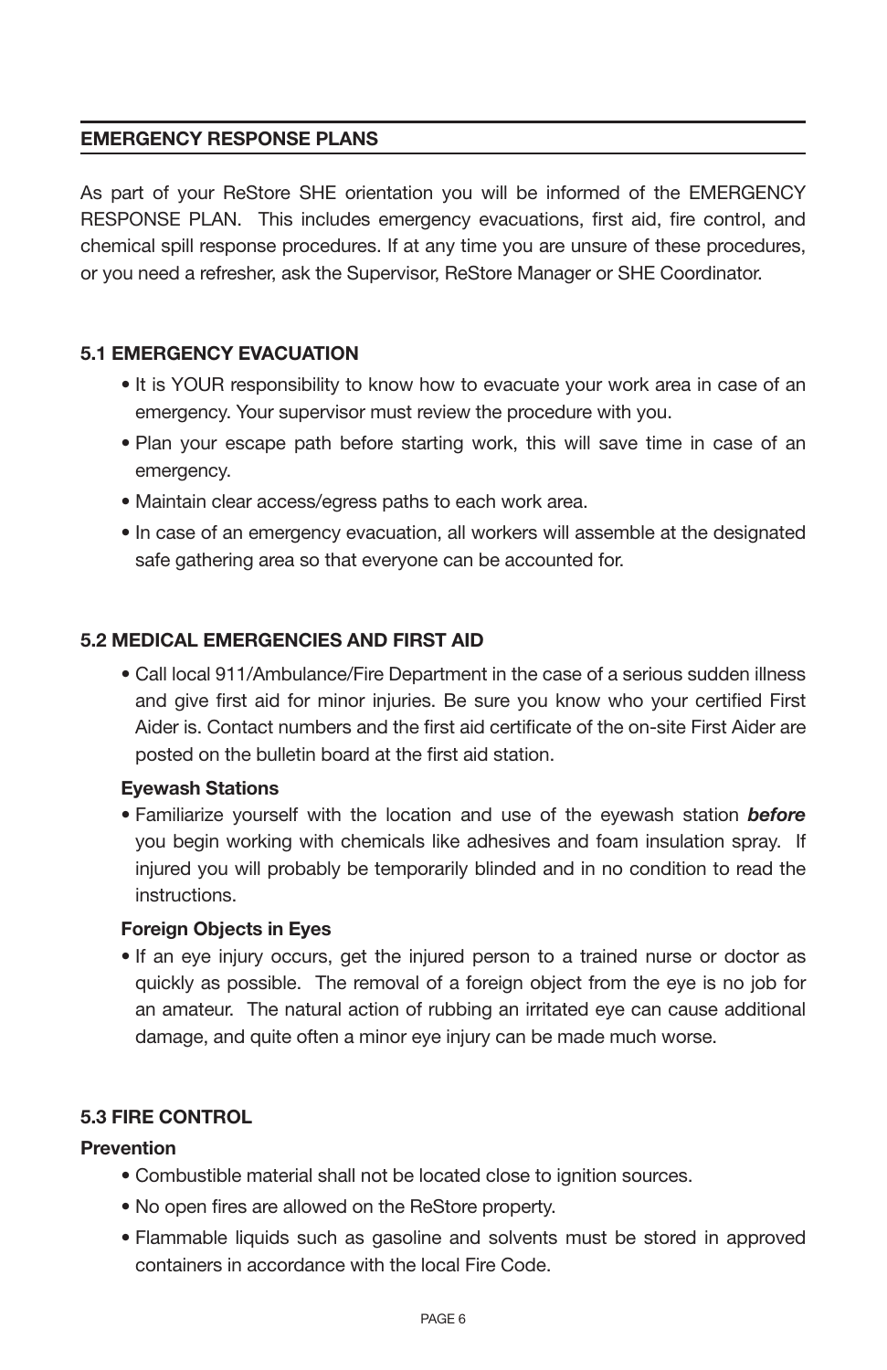## EMERGENCY RESPONSE PLANS

As part of your ReStore SHE orientation you will be informed of the EMERGENCY RESPONSE PLAN. This includes emergency evacuations, first aid, fire control, and chemical spill response procedures. If at any time you are unsure of these procedures, or you need a refresher, ask the Supervisor, ReStore Manager or SHE Coordinator.

### 5.1 EMERGENCY EVACUATION

- It is YOUR responsibility to know how to evacuate your work area in case of an emergency. Your supervisor must review the procedure with you.
- Plan your escape path before starting work, this will save time in case of an emergency.
- Maintain clear access/egress paths to each work area.
- In case of an emergency evacuation, all workers will assemble at the designated safe gathering area so that everyone can be accounted for.

### 5.2 MEDICAL EMERGENCIES AND FIRST AID

- Call local 911/Ambulance/Fire Department in the case of a serious sudden illness and give first aid for minor injuries. Be sure you know who your certified First Aider is. Contact numbers and the first aid certificate of the on-site First Aider are posted on the bulletin board at the first aid station.

**Eyewash Stations**

- Familiarize yourself with the location and use of the eyewash station ***before*** you begin working with chemicals like adhesives and foam insulation spray. If injured you will probably be temporarily blinded and in no condition to read the instructions.

**Foreign Objects in Eyes**

- If an eye injury occurs, get the injured person to a trained nurse or doctor as quickly as possible. The removal of a foreign object from the eye is no job for an amateur. The natural action of rubbing an irritated eye can cause additional damage, and quite often a minor eye injury can be made much worse.

### 5.3 FIRE CONTROL

**Prevention**

- Combustible material shall not be located close to ignition sources.
- No open fires are allowed on the ReStore property.
- Flammable liquids such as gasoline and solvents must be stored in approved containers in accordance with the local Fire Code.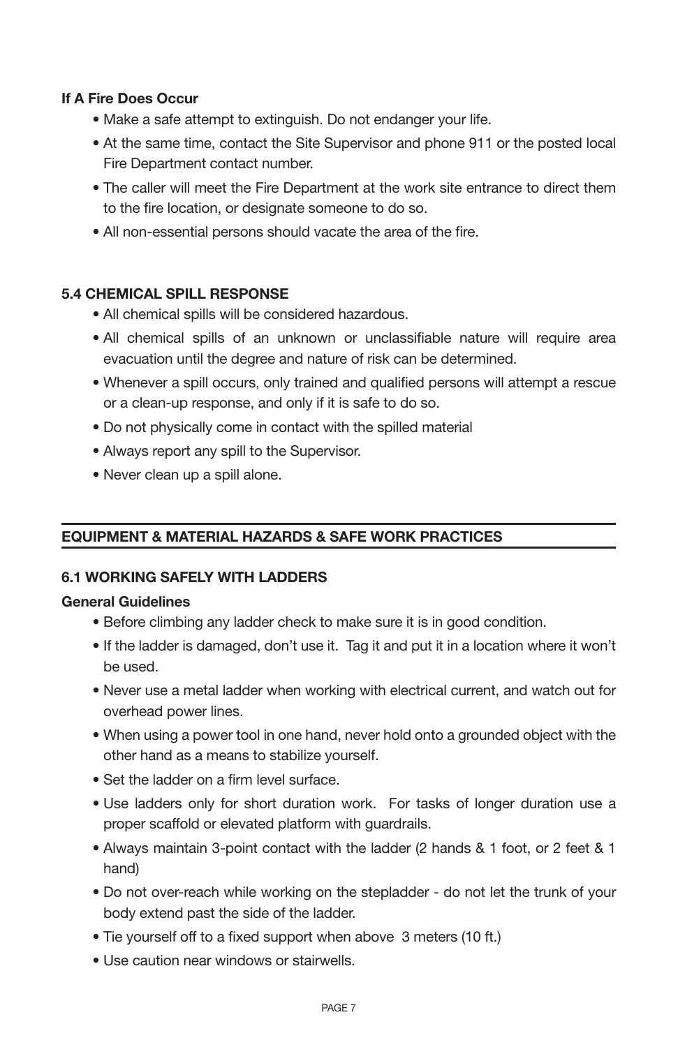**If A Fire Does Occur**

- Make a safe attempt to extinguish. Do not endanger your life.
- At the same time, contact the Site Supervisor and phone 911 or the posted local Fire Department contact number.
- The caller will meet the Fire Department at the work site entrance to direct them to the fire location, or designate someone to do so.
- All non-essential persons should vacate the area of the fire.

### 5.4 CHEMICAL SPILL RESPONSE

- All chemical spills will be considered hazardous.
- All chemical spills of an unknown or unclassifiable nature will require area evacuation until the degree and nature of risk can be determined.
- Whenever a spill occurs, only trained and qualified persons will attempt a rescue or a clean-up response, and only if it is safe to do so.
- Do not physically come in contact with the spilled material
- Always report any spill to the Supervisor.
- Never clean up a spill alone.

## EQUIPMENT & MATERIAL HAZARDS & SAFE WORK PRACTICES

### 6.1 WORKING SAFELY WITH LADDERS

**General Guidelines**

- Before climbing any ladder check to make sure it is in good condition.
- If the ladder is damaged, don't use it. Tag it and put it in a location where it won't be used.
- Never use a metal ladder when working with electrical current, and watch out for overhead power lines.
- When using a power tool in one hand, never hold onto a grounded object with the other hand as a means to stabilize yourself.
- Set the ladder on a firm level surface.
- Use ladders only for short duration work. For tasks of longer duration use a proper scaffold or elevated platform with guardrails.
- Always maintain 3-point contact with the ladder (2 hands & 1 foot, or 2 feet & 1 hand)
- Do not over-reach while working on the stepladder - do not let the trunk of your body extend past the side of the ladder.
- Tie yourself off to a fixed support when above 3 meters (10 ft.)
- Use caution near windows or stairwells.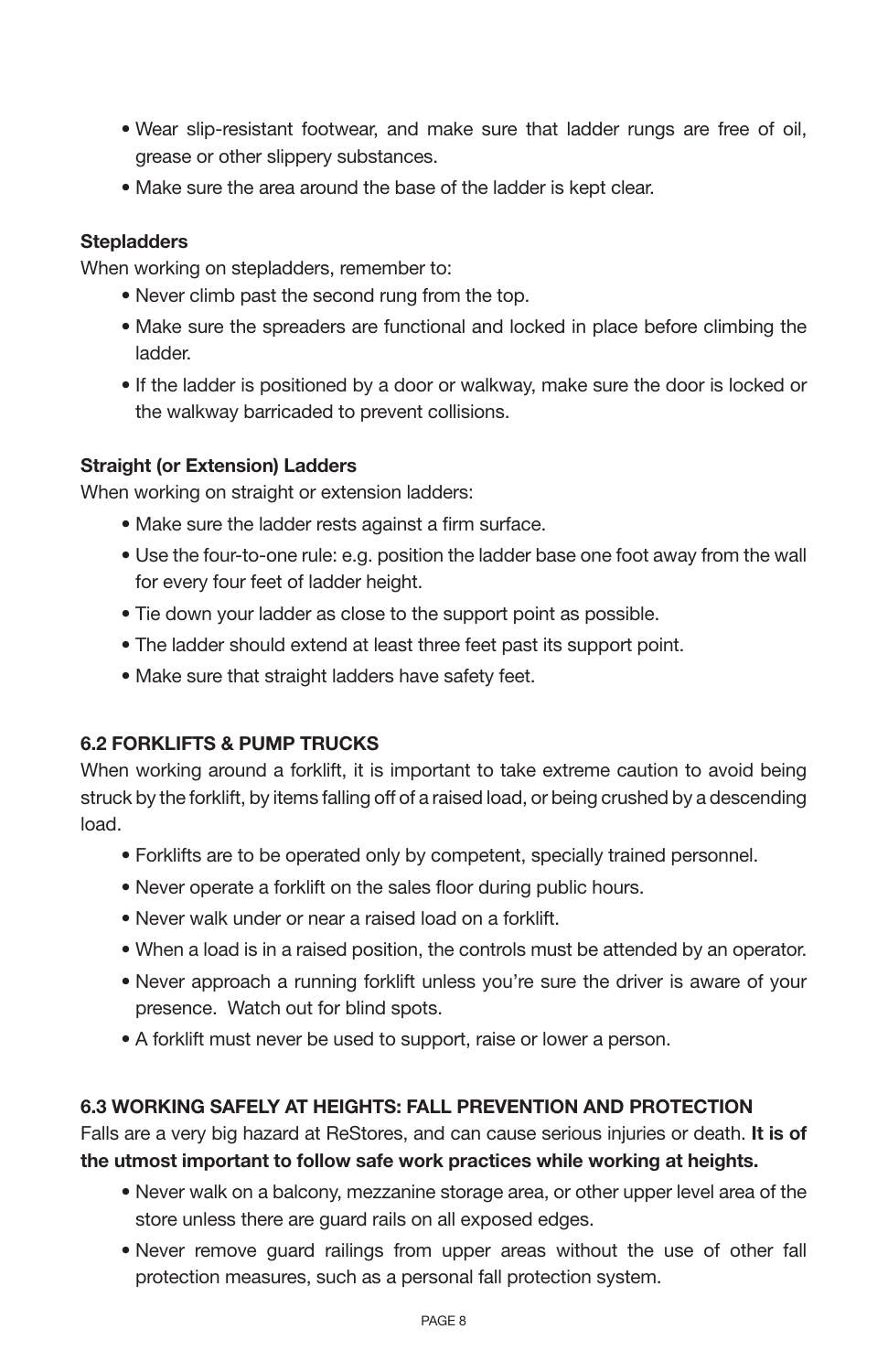- Wear slip-resistant footwear, and make sure that ladder rungs are free of oil, grease or other slippery substances.
- Make sure the area around the base of the ladder is kept clear.

**Stepladders**

When working on stepladders, remember to:

- Never climb past the second rung from the top.
- Make sure the spreaders are functional and locked in place before climbing the ladder.
- If the ladder is positioned by a door or walkway, make sure the door is locked or the walkway barricaded to prevent collisions.

**Straight (or Extension) Ladders**

When working on straight or extension ladders:

- Make sure the ladder rests against a firm surface.
- Use the four-to-one rule: e.g. position the ladder base one foot away from the wall for every four feet of ladder height.
- Tie down your ladder as close to the support point as possible.
- The ladder should extend at least three feet past its support point.
- Make sure that straight ladders have safety feet.

### 6.2 FORKLIFTS & PUMP TRUCKS

When working around a forklift, it is important to take extreme caution to avoid being struck by the forklift, by items falling off of a raised load, or being crushed by a descending load.

- Forklifts are to be operated only by competent, specially trained personnel.
- Never operate a forklift on the sales floor during public hours.
- Never walk under or near a raised load on a forklift.
- When a load is in a raised position, the controls must be attended by an operator.
- Never approach a running forklift unless you're sure the driver is aware of your presence. Watch out for blind spots.
- A forklift must never be used to support, raise or lower a person.

### 6.3 WORKING SAFELY AT HEIGHTS: FALL PREVENTION AND PROTECTION

Falls are a very big hazard at ReStores, and can cause serious injuries or death. **It is of the utmost important to follow safe work practices while working at heights.**

- Never walk on a balcony, mezzanine storage area, or other upper level area of the store unless there are guard rails on all exposed edges.
- Never remove guard railings from upper areas without the use of other fall protection measures, such as a personal fall protection system.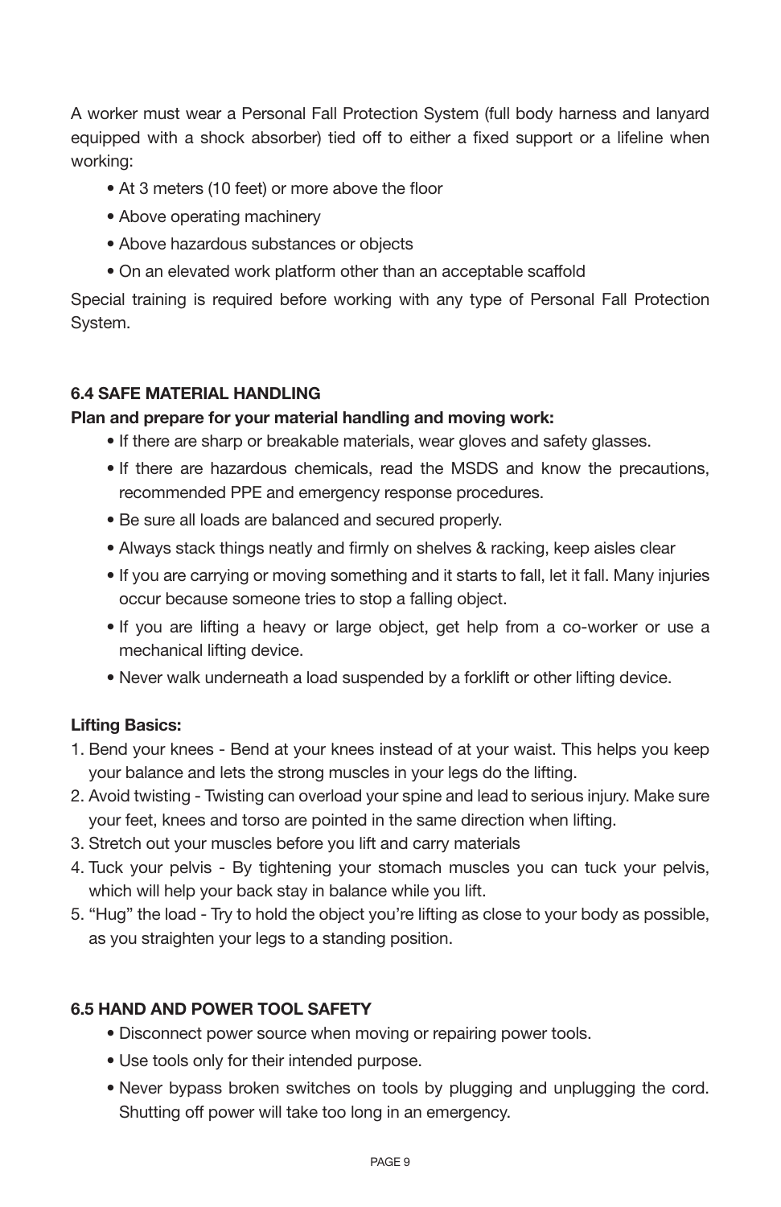A worker must wear a Personal Fall Protection System (full body harness and lanyard equipped with a shock absorber) tied off to either a fixed support or a lifeline when working:

- At 3 meters (10 feet) or more above the floor
- Above operating machinery
- Above hazardous substances or objects
- On an elevated work platform other than an acceptable scaffold

Special training is required before working with any type of Personal Fall Protection System.

### 6.4 SAFE MATERIAL HANDLING

**Plan and prepare for your material handling and moving work:**

- If there are sharp or breakable materials, wear gloves and safety glasses.
- If there are hazardous chemicals, read the MSDS and know the precautions, recommended PPE and emergency response procedures.
- Be sure all loads are balanced and secured properly.
- Always stack things neatly and firmly on shelves & racking, keep aisles clear
- If you are carrying or moving something and it starts to fall, let it fall. Many injuries occur because someone tries to stop a falling object.
- If you are lifting a heavy or large object, get help from a co-worker or use a mechanical lifting device.
- Never walk underneath a load suspended by a forklift or other lifting device.

**Lifting Basics:**

1. Bend your knees - Bend at your knees instead of at your waist. This helps you keep your balance and lets the strong muscles in your legs do the lifting.
2. Avoid twisting - Twisting can overload your spine and lead to serious injury. Make sure your feet, knees and torso are pointed in the same direction when lifting.
3. Stretch out your muscles before you lift and carry materials
4. Tuck your pelvis - By tightening your stomach muscles you can tuck your pelvis, which will help your back stay in balance while you lift.
5. "Hug" the load - Try to hold the object you're lifting as close to your body as possible, as you straighten your legs to a standing position.

### 6.5 HAND AND POWER TOOL SAFETY

- Disconnect power source when moving or repairing power tools.
- Use tools only for their intended purpose.
- Never bypass broken switches on tools by plugging and unplugging the cord. Shutting off power will take too long in an emergency.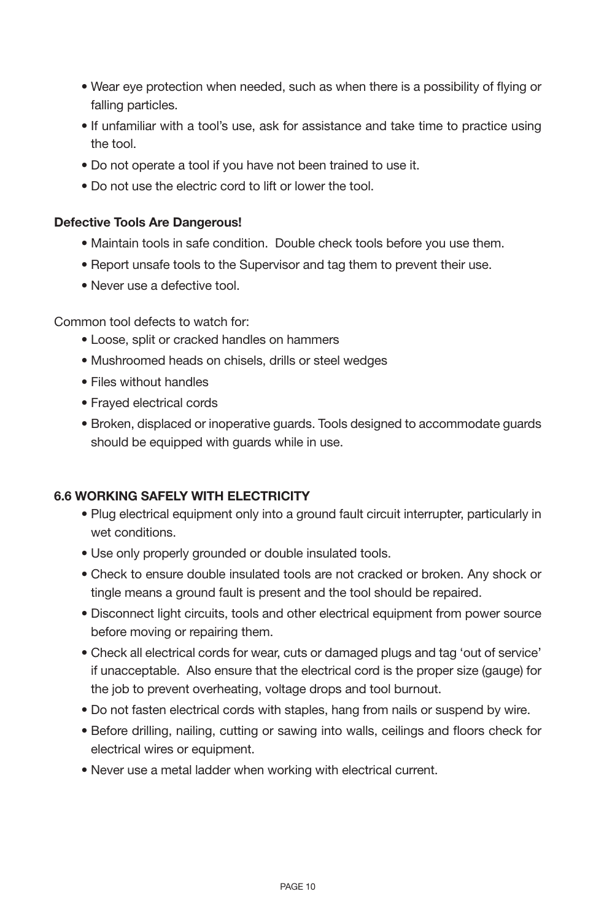- Wear eye protection when needed, such as when there is a possibility of flying or falling particles.
- If unfamiliar with a tool's use, ask for assistance and take time to practice using the tool.
- Do not operate a tool if you have not been trained to use it.
- Do not use the electric cord to lift or lower the tool.

**Defective Tools Are Dangerous!**

- Maintain tools in safe condition. Double check tools before you use them.
- Report unsafe tools to the Supervisor and tag them to prevent their use.
- Never use a defective tool.

Common tool defects to watch for:

- Loose, split or cracked handles on hammers
- Mushroomed heads on chisels, drills or steel wedges
- Files without handles
- Frayed electrical cords
- Broken, displaced or inoperative guards. Tools designed to accommodate guards should be equipped with guards while in use.

### 6.6 WORKING SAFELY WITH ELECTRICITY

- Plug electrical equipment only into a ground fault circuit interrupter, particularly in wet conditions.
- Use only properly grounded or double insulated tools.
- Check to ensure double insulated tools are not cracked or broken. Any shock or tingle means a ground fault is present and the tool should be repaired.
- Disconnect light circuits, tools and other electrical equipment from power source before moving or repairing them.
- Check all electrical cords for wear, cuts or damaged plugs and tag 'out of service' if unacceptable. Also ensure that the electrical cord is the proper size (gauge) for the job to prevent overheating, voltage drops and tool burnout.
- Do not fasten electrical cords with staples, hang from nails or suspend by wire.
- Before drilling, nailing, cutting or sawing into walls, ceilings and floors check for electrical wires or equipment.
- Never use a metal ladder when working with electrical current.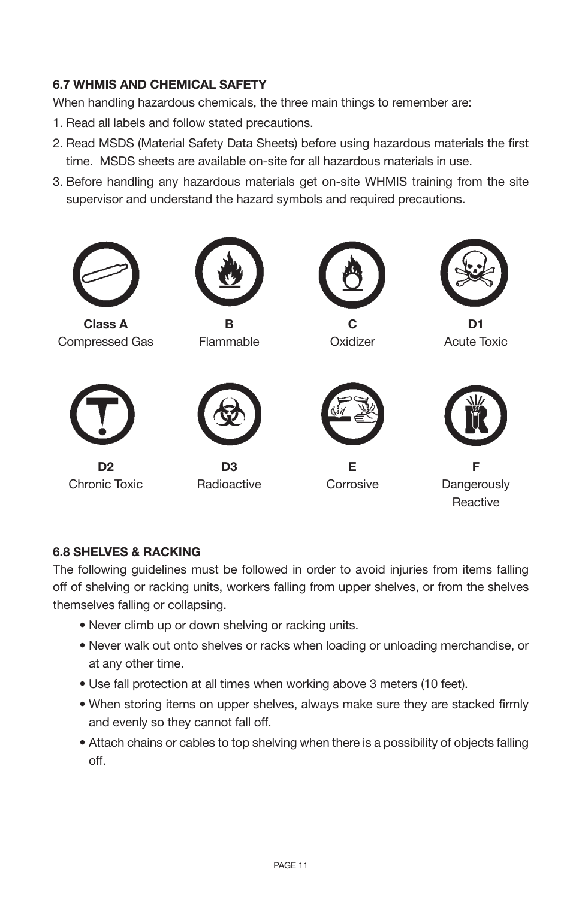### 6.7 WHMIS AND CHEMICAL SAFETY

When handling hazardous chemicals, the three main things to remember are:

1. Read all labels and follow stated precautions.
2. Read MSDS (Material Safety Data Sheets) before using hazardous materials the first time. MSDS sheets are available on-site for all hazardous materials in use.
3. Before handling any hazardous materials get on-site WHMIS training from the site supervisor and understand the hazard symbols and required precautions.

| **Class A** Compressed Gas | **B** Flammable | **C** Oxidizer | **D1** Acute Toxic |
|---|---|---|---|
| **D2** Chronic Toxic | **D3** Radioactive | **E** Corrosive | **F** Dangerously Reactive |

### 6.8 SHELVES & RACKING

The following guidelines must be followed in order to avoid injuries from items falling off of shelving or racking units, workers falling from upper shelves, or from the shelves themselves falling or collapsing.

- Never climb up or down shelving or racking units.
- Never walk out onto shelves or racks when loading or unloading merchandise, or at any other time.
- Use fall protection at all times when working above 3 meters (10 feet).
- When storing items on upper shelves, always make sure they are stacked firmly and evenly so they cannot fall off.
- Attach chains or cables to top shelving when there is a possibility of objects falling off.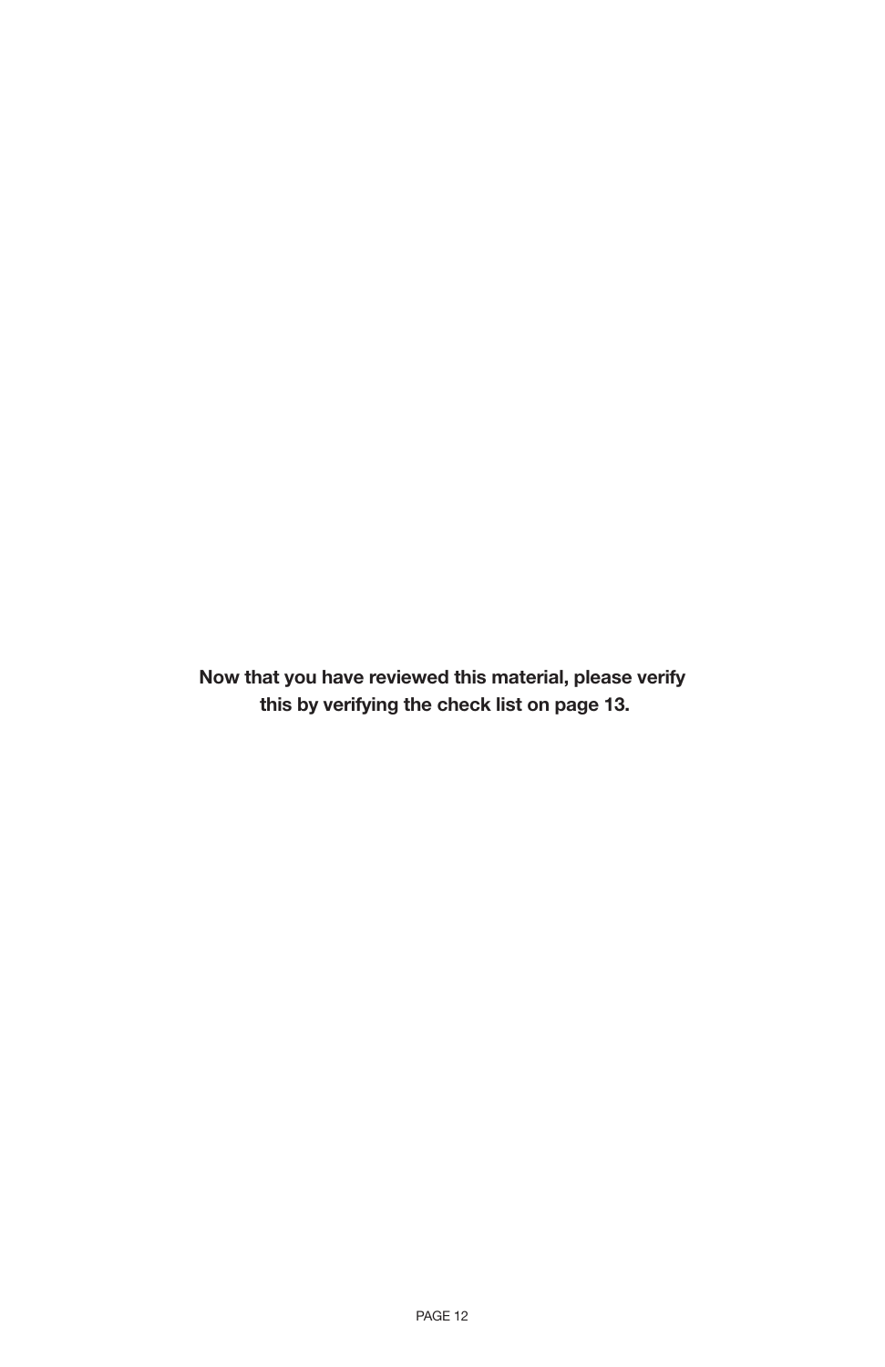**Now that you have reviewed this material, please verify this by verifying the check list on page 13.**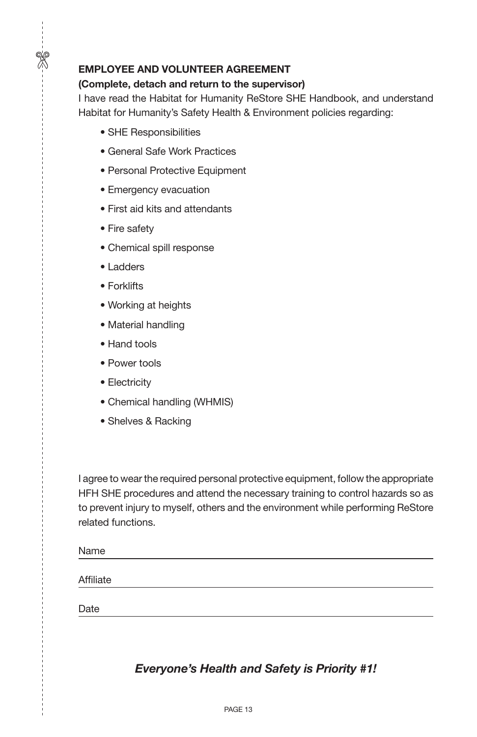## EMPLOYEE AND VOLUNTEER AGREEMENT

**(Complete, detach and return to the supervisor)**

I have read the Habitat for Humanity ReStore SHE Handbook, and understand Habitat for Humanity's Safety Health & Environment policies regarding:

- SHE Responsibilities
- General Safe Work Practices
- Personal Protective Equipment
- Emergency evacuation
- First aid kits and attendants
- Fire safety
- Chemical spill response
- Ladders
- Forklifts
- Working at heights
- Material handling
- Hand tools
- Power tools
- Electricity
- Chemical handling (WHMIS)
- Shelves & Racking

I agree to wear the required personal protective equipment, follow the appropriate HFH SHE procedures and attend the necessary training to control hazards so as to prevent injury to myself, others and the environment while performing ReStore related functions.

Name \_\_\_\_\_\_\_\_\_\_\_\_\_\_\_\_\_\_\_\_\_\_\_\_\_\_\_\_\_\_\_\_

Affiliate \_\_\_\_\_\_\_\_\_\_\_\_\_\_\_\_\_\_\_\_\_\_\_\_\_\_\_\_\_\_\_\_

Date \_\_\_\_\_\_\_\_\_\_\_\_\_\_\_\_\_\_\_\_\_\_\_\_\_\_\_\_\_\_\_\_

***Everyone's Health and Safety is Priority #1!***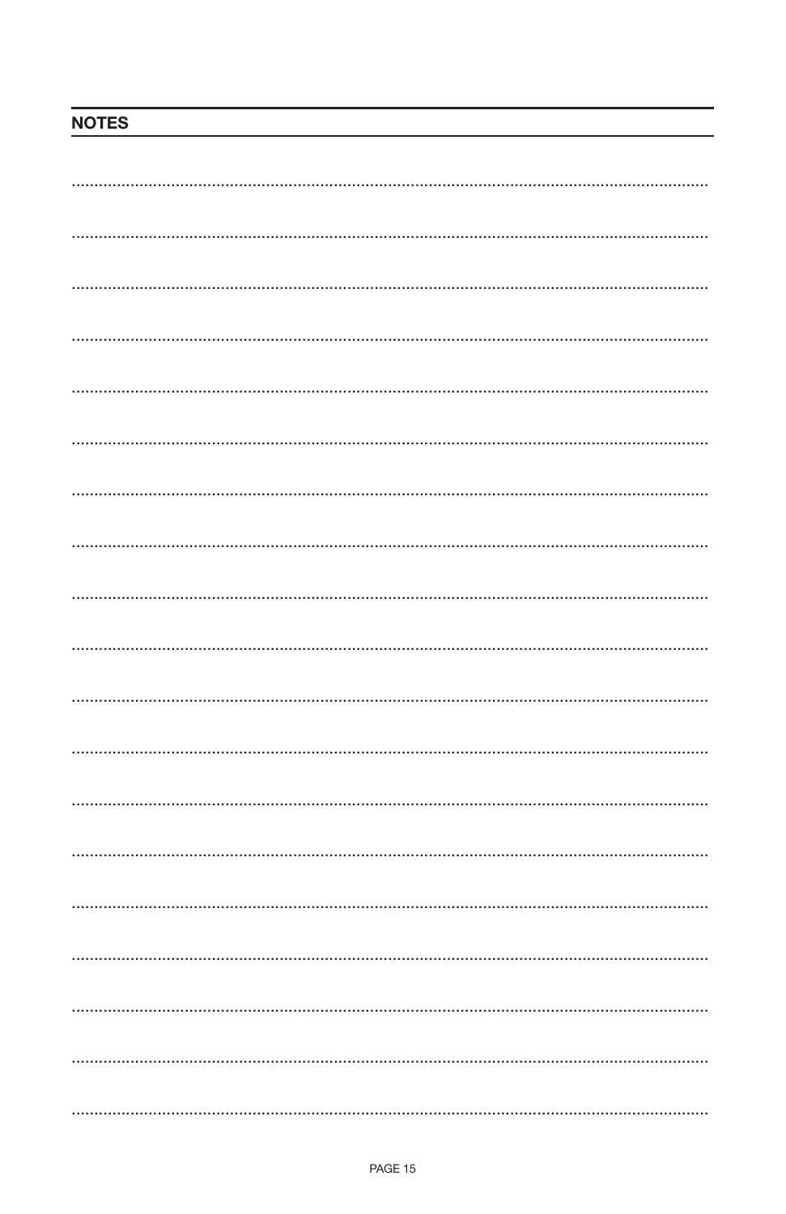## NOTES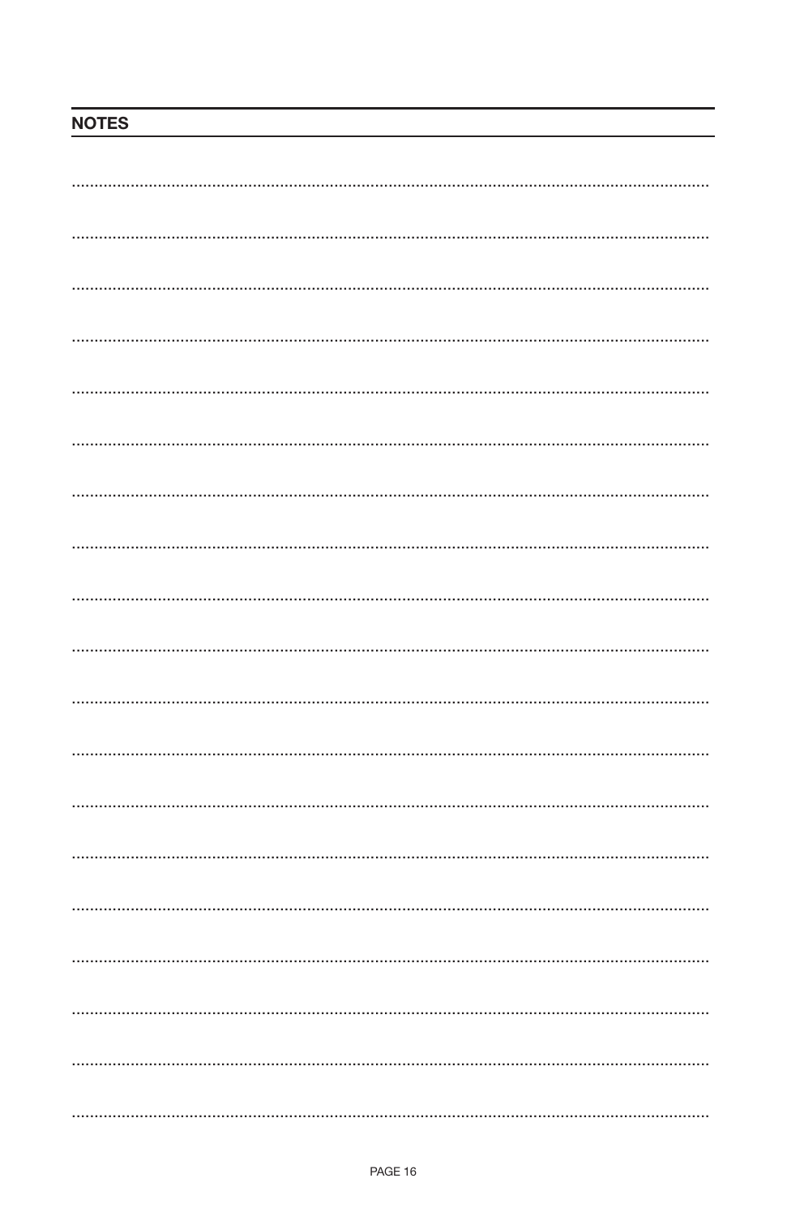## NOTES

..............................................................................................................................................

..............................................................................................................................................

..............................................................................................................................................

..............................................................................................................................................

..............................................................................................................................................

..............................................................................................................................................

..............................................................................................................................................

..............................................................................................................................................

..............................................................................................................................................

..............................................................................................................................................

..............................................................................................................................................

..............................................................................................................................................

..............................................................................................................................................

..............................................................................................................................................

..............................................................................................................................................

..............................................................................................................................................

..............................................................................................................................................

..............................................................................................................................................

..............................................................................................................................................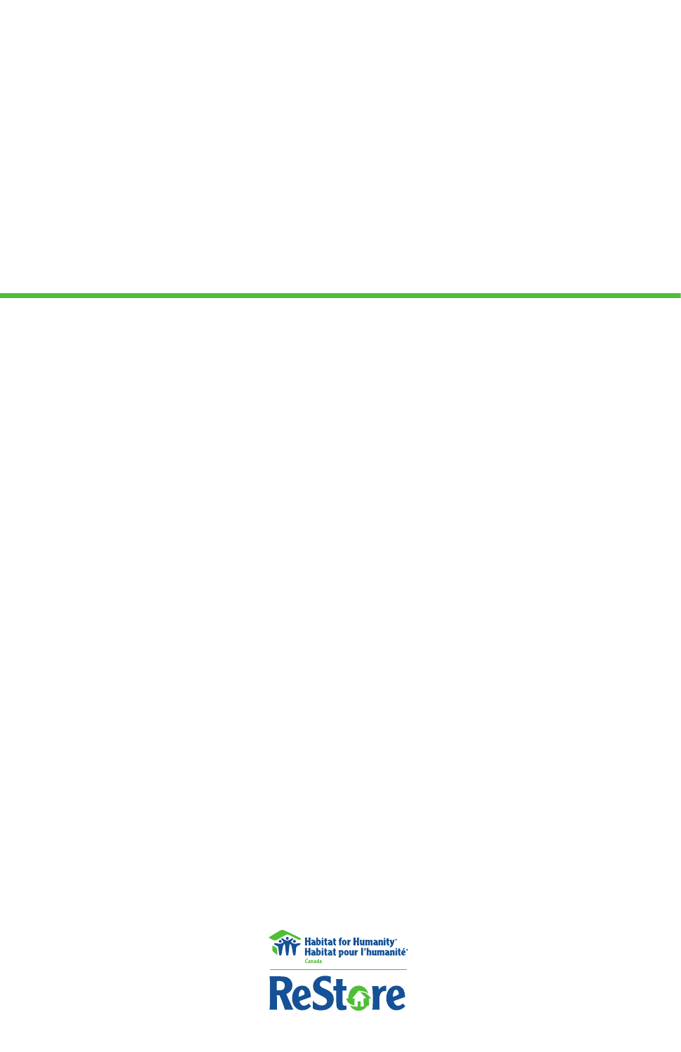Habitat for Humanity®
Habitat pour l'humanité®
Canada

ReStore